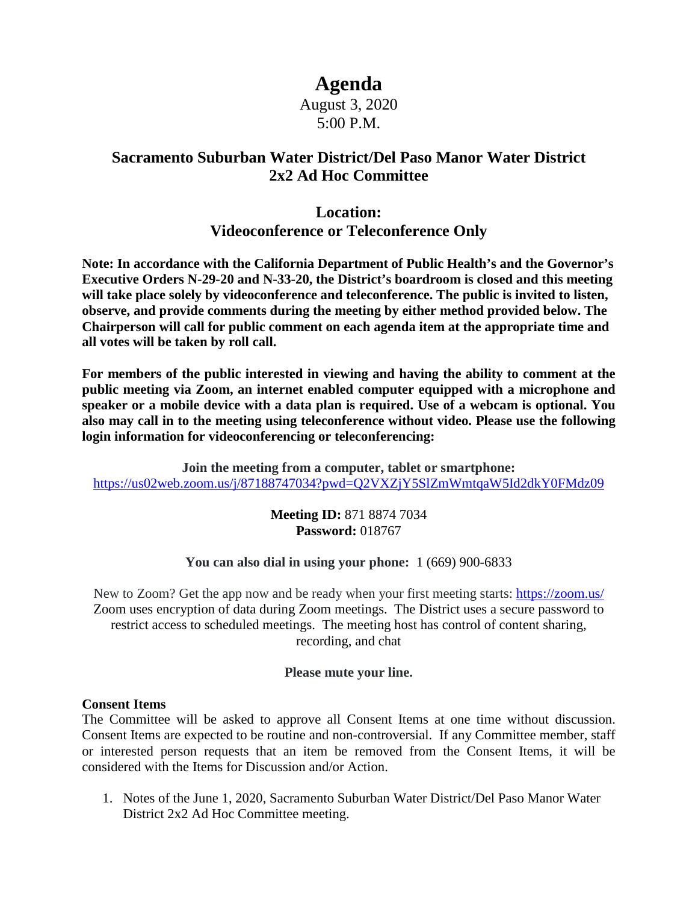# Agenda

August 3, 2020
5:00 P.M.

## Sacramento Suburban Water District/Del Paso Manor Water District 2x2 Ad Hoc Committee

## Location:
## Videoconference or Teleconference Only

**Note: In accordance with the California Department of Public Health's and the Governor's Executive Orders N-29-20 and N-33-20, the District's boardroom is closed and this meeting will take place solely by videoconference and teleconference. The public is invited to listen, observe, and provide comments during the meeting by either method provided below. The Chairperson will call for public comment on each agenda item at the appropriate time and all votes will be taken by roll call.**

**For members of the public interested in viewing and having the ability to comment at the public meeting via Zoom, an internet enabled computer equipped with a microphone and speaker or a mobile device with a data plan is required. Use of a webcam is optional. You also may call in to the meeting using teleconference without video. Please use the following login information for videoconferencing or teleconferencing:**

**Join the meeting from a computer, tablet or smartphone:**
https://us02web.zoom.us/j/87188747034?pwd=Q2VXZjY5SlZmWmtqaW5Id2dkY0FMdz09

**Meeting ID:** 871 8874 7034
**Password:** 018767

**You can also dial in using your phone:** 1 (669) 900-6833

New to Zoom? Get the app now and be ready when your first meeting starts: https://zoom.us/
Zoom uses encryption of data during Zoom meetings. The District uses a secure password to restrict access to scheduled meetings. The meeting host has control of content sharing, recording, and chat

**Please mute your line.**

**Consent Items**

The Committee will be asked to approve all Consent Items at one time without discussion. Consent Items are expected to be routine and non-controversial. If any Committee member, staff or interested person requests that an item be removed from the Consent Items, it will be considered with the Items for Discussion and/or Action.

1. Notes of the June 1, 2020, Sacramento Suburban Water District/Del Paso Manor Water District 2x2 Ad Hoc Committee meeting.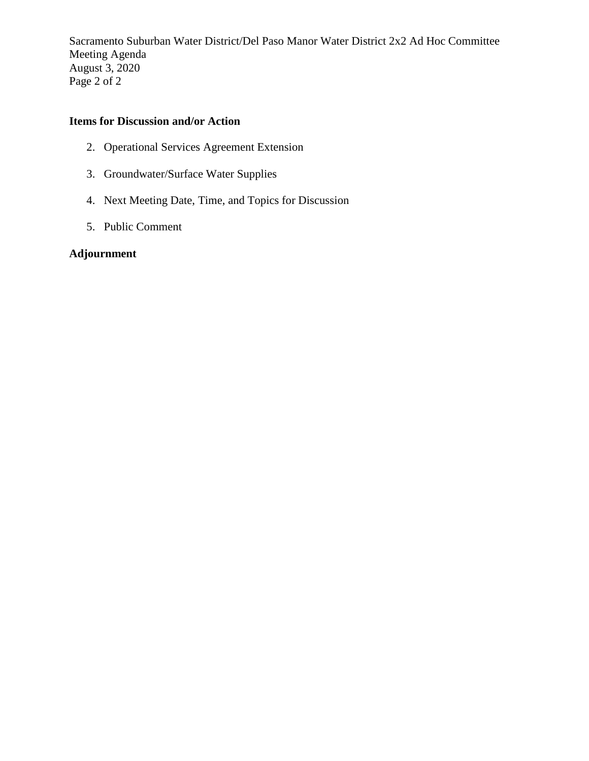**Items for Discussion and/or Action**

2. Operational Services Agreement Extension

3. Groundwater/Surface Water Supplies

4. Next Meeting Date, Time, and Topics for Discussion

5. Public Comment

**Adjournment**